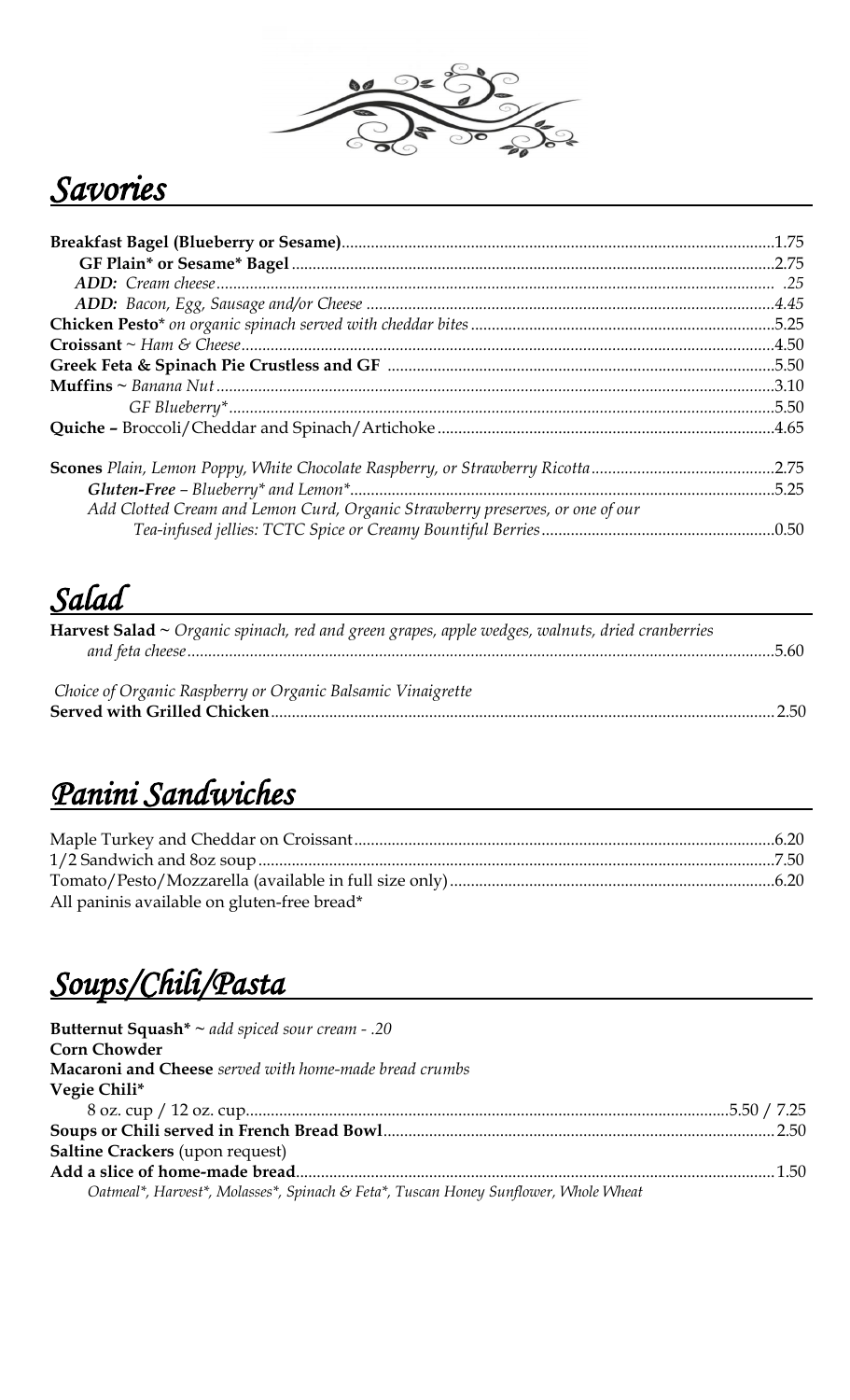## *Savories*

| | |
|---|---|
| **Breakfast Bagel (Blueberry or Sesame)** | 1.75 |
| **GF Plain\* or Sesame\* Bagel** | 2.75 |
| *ADD: Cream cheese* | .25 |
| *ADD: Bacon, Egg, Sausage and/or Cheese* | 4.45 |
| **Chicken Pesto**\* *on organic spinach served with cheddar bites* | 5.25 |
| **Croissant** ~ *Ham & Cheese* | 4.50 |
| **Greek Feta & Spinach Pie Crustless and GF** | 5.50 |
| **Muffins** ~ *Banana Nut* | 3.10 |
| *GF Blueberry\** | 5.50 |
| **Quiche –** Broccoli/Cheddar and Spinach/Artichoke | 4.65 |
| **Scones** *Plain, Lemon Poppy, White Chocolate Raspberry, or Strawberry Ricotta* | 2.75 |
| ***Gluten-Free*** *– Blueberry\* and Lemon\** | 5.25 |
| *Add Clotted Cream and Lemon Curd, Organic Strawberry preserves, or one of our Tea-infused jellies: TCTC Spice or Creamy Bountiful Berries* | 0.50 |

## *Salad*

| | |
|---|---|
| **Harvest Salad** ~ *Organic spinach, red and green grapes, apple wedges, walnuts, dried cranberries and feta cheese* | 5.60 |
| *Choice of Organic Raspberry or Organic Balsamic Vinaigrette* | |
| **Served with Grilled Chicken** | 2.50 |

## *Panini Sandwiches*

| | |
|---|---|
| Maple Turkey and Cheddar on Croissant | 6.20 |
| 1/2 Sandwich and 8oz soup | 7.50 |
| Tomato/Pesto/Mozzarella (available in full size only) | 6.20 |

All paninis available on gluten-free bread*

## *Soups/Chili/Pasta*

**Butternut Squash\*** ~ *add spiced sour cream - .20*
**Corn Chowder**
**Macaroni and Cheese** *served with home-made bread crumbs*
**Vegie Chili\***

| | |
|---|---|
| 8 oz. cup / 12 oz. cup | 5.50 / 7.25 |
| **Soups or Chili served in French Bread Bowl** | 2.50 |
| **Saltine Crackers** (upon request) | |
| **Add a slice of home-made bread** | 1.50 |

*Oatmeal\*, Harvest\*, Molasses\*, Spinach & Feta\*, Tuscan Honey Sunflower, Whole Wheat*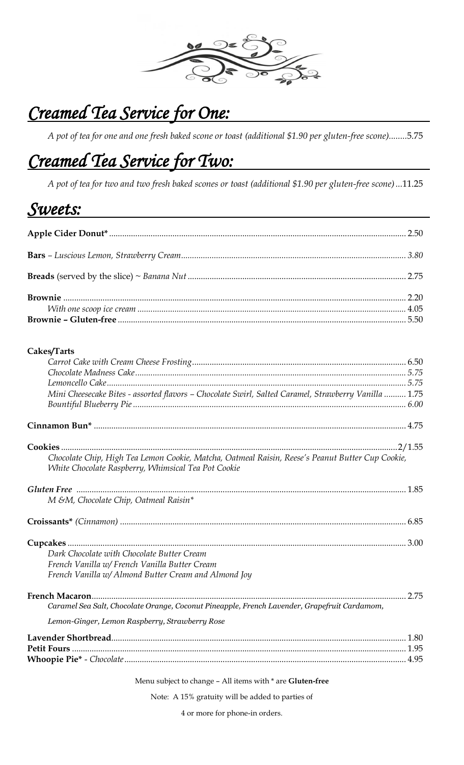## *Creamed Tea Service for One:*

*A pot of tea for one and one fresh baked scone or toast (additional $1.90 per gluten-free scone)*........5.75

## *Creamed Tea Service for Two:*

*A pot of tea for two and two fresh baked scones or toast (additional $1.90 per gluten-free scone)*...11.25

## *Sweets:*

**Apple Cider Donut*** ........ 2.50

**Bars** – *Luscious Lemon, Strawberry Cream* ........ *3.80*

**Breads** (served by the slice) ~ *Banana Nut* ........ 2.75

**Brownie** ........ 2.20
*With one scoop ice cream* ........ 4.05
**Brownie – Gluten-free** ........ 5.50

**Cakes/Tarts**
*Carrot Cake with Cream Cheese Frosting* ........ 6.50
*Chocolate Madness Cake* ........ *5.75*
*Lemoncello Cake* ........ *5.75*
*Mini Cheesecake Bites - assorted flavors – Chocolate Swirl, Salted Caramel, Strawberry Vanilla* ........ 1.75
*Bountiful Blueberry Pie* ........ *6.00*

**Cinnamon Bun*** ........ 4.75

**Cookies** ........ 2/1.55
*Chocolate Chip, High Tea Lemon Cookie, Matcha, Oatmeal Raisin, Reese's Peanut Butter Cup Cookie, White Chocolate Raspberry, Whimsical Tea Pot Cookie*

***Gluten Free*** ........ 1.85
*M &M, Chocolate Chip, Oatmeal Raisin**

**Croissants*** *(Cinnamon)* ........ 6.85

**Cupcakes** ........ 3.00
*Dark Chocolate with Chocolate Butter Cream*
*French Vanilla w/ French Vanilla Butter Cream*
*French Vanilla w/ Almond Butter Cream and Almond Joy*

**French Macaron** ........ 2.75
*Caramel Sea Salt, Chocolate Orange, Coconut Pineapple, French Lavender, Grapefruit Cardamom,*
*Lemon-Ginger, Lemon Raspberry, Strawberry Rose*

**Lavender Shortbread** ........ 1.80
**Petit Fours** ........ 1.95
**Whoopie Pie*** - *Chocolate* ........ 4.95

Menu subject to change – All items with * are **Gluten-free**

Note: A 15% gratuity will be added to parties of 4 or more for phone-in orders.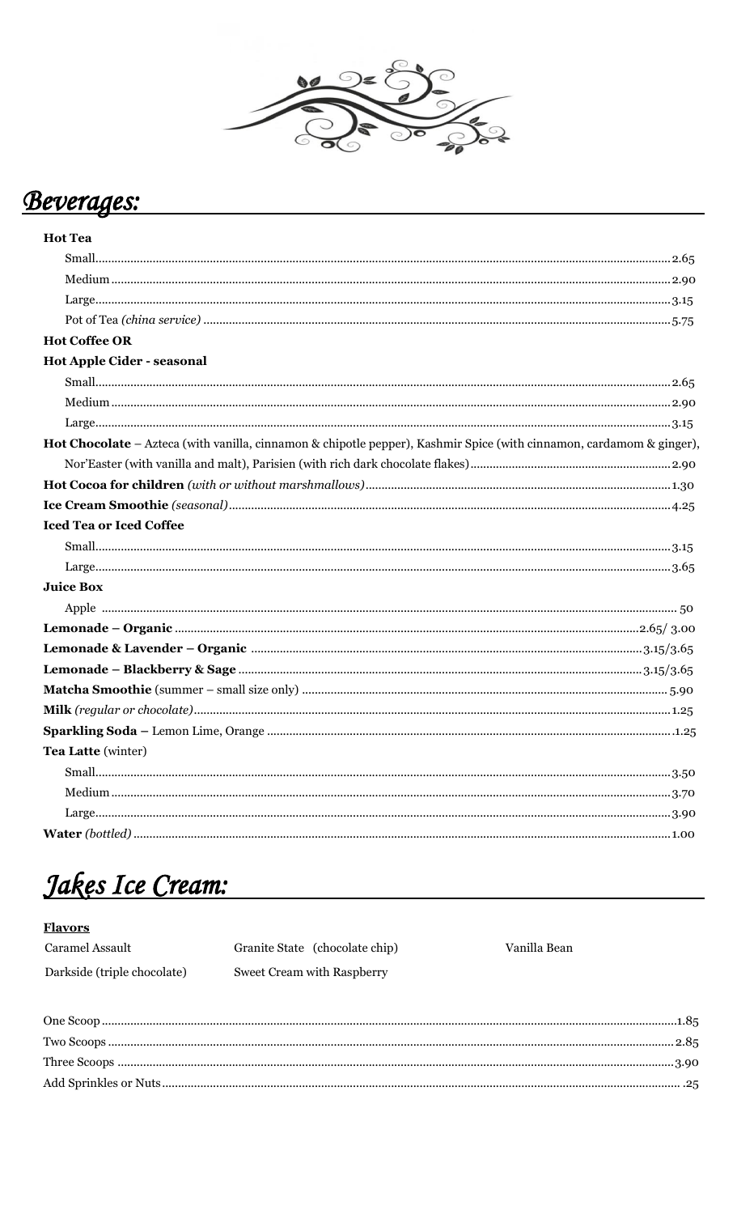## Beverages:

**Hot Tea**

- Small........2.65
- Medium........2.90
- Large........3.15
- Pot of Tea *(china service)*........5.75

**Hot Coffee OR**

**Hot Apple Cider - seasonal**

- Small........2.65
- Medium........2.90
- Large........3.15

**Hot Chocolate** – Azteca (with vanilla, cinnamon & chipotle pepper), Kashmir Spice (with cinnamon, cardamom & ginger), Nor'Easter (with vanilla and malt), Parisien (with rich dark chocolate flakes)........2.90

**Hot Cocoa for children** *(with or without marshmallows)*........1.30

**Ice Cream Smoothie** *(seasonal)*........4.25

**Iced Tea or Iced Coffee**

- Small........3.15
- Large........3.65

**Juice Box**

- Apple ........50

**Lemonade – Organic**........2.65/ 3.00

**Lemonade & Lavender – Organic**........3.15/3.65

**Lemonade – Blackberry & Sage**........3.15/3.65

**Matcha Smoothie** (summer – small size only)........5.90

**Milk** *(regular or chocolate)*........1.25

**Sparkling Soda –** Lemon Lime, Orange........1.25

**Tea Latte** (winter)

- Small........3.50
- Medium........3.70
- Large........3.90

**Water** *(bottled)*........1.00

## Jakes Ice Cream:

**Flavors**

- Caramel Assault
- Darkside (triple chocolate)
- Granite State (chocolate chip)
- Sweet Cream with Raspberry
- Vanilla Bean

- One Scoop........1.85
- Two Scoops........2.85
- Three Scoops........3.90
- Add Sprinkles or Nuts........25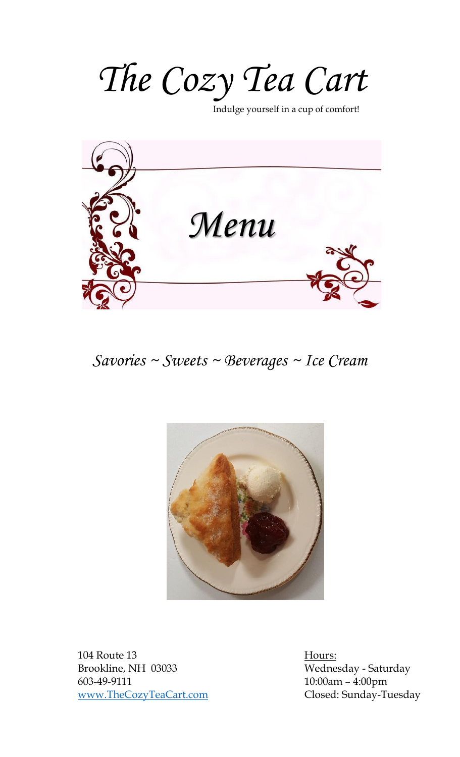# *The Cozy Tea Cart*

Indulge yourself in a cup of comfort!

## *Menu*

*Savories ~ Sweets ~ Beverages ~ Ice Cream*

104 Route 13
Brookline, NH  03033
603-49-9111
[www.TheCozyTeaCart.com](http://www.TheCozyTeaCart.com)

Hours:
Wednesday - Saturday
10:00am – 4:00pm
Closed: Sunday-Tuesday